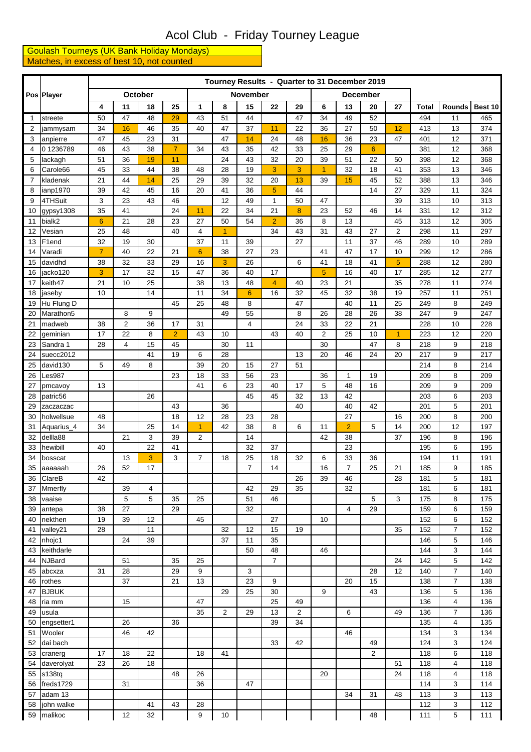# Acol Club - Friday Tourney League

Goulash Tourneys (UK Bank Holiday Mondays)

Matches, in excess of best 10, not counted

| Pos | Player | Tourney Results - Quarter to 31 December 2019 | | | | | | | | | | | | | | | |
|---|---|---|---|---|---|---|---|---|---|---|---|---|---|---|---|---|---|
| | | October | | | | November | | | | | December | | | | | | |
| | | 4 | 11 | 18 | 25 | 1 | 8 | 15 | 22 | 29 | 6 | 13 | 20 | 27 | Total | Rounds | Best 10 |
| 1 | streete | 50 | 47 | 48 | 29 | 43 | 51 | 44 | | 47 | 34 | 49 | 52 | | 494 | 11 | 465 |
| 2 | jammysam | 34 | 16 | 46 | 35 | 40 | 47 | 37 | 11 | 22 | 36 | 27 | 50 | 12 | 413 | 13 | 374 |
| 3 | anpierre | 47 | 45 | 23 | 31 | | 47 | 14 | 24 | 48 | 16 | 36 | 23 | 47 | 401 | 12 | 371 |
| 4 | 0 1236789 | 46 | 43 | 38 | 7 | 34 | 43 | 35 | 42 | 33 | 25 | 29 | 6 | | 381 | 12 | 368 |
| 5 | lackagh | 51 | 36 | 19 | 11 | | 24 | 43 | 32 | 20 | 39 | 51 | 22 | 50 | 398 | 12 | 368 |
| 6 | Carole66 | 45 | 33 | 44 | 38 | 48 | 28 | 19 | 3 | 3 | 1 | 32 | 18 | 41 | 353 | 13 | 346 |
| 7 | kladenak | 21 | 44 | 14 | 25 | 29 | 39 | 32 | 20 | 13 | 39 | 15 | 45 | 52 | 388 | 13 | 346 |
| 8 | ianp1970 | 39 | 42 | 45 | 16 | 20 | 41 | 36 | 5 | 44 | | | 14 | 27 | 329 | 11 | 324 |
| 9 | 4THSuit | 3 | 23 | 43 | 46 | | 12 | 49 | 1 | 50 | 47 | | | 39 | 313 | 10 | 313 |
| 10 | gypsy1308 | 35 | 41 | | 24 | 11 | 22 | 34 | 21 | 8 | 23 | 52 | 46 | 14 | 331 | 12 | 312 |
| 11 | bialk2 | 6 | 21 | 28 | 23 | 27 | 50 | 54 | 2 | 36 | 8 | 13 | | 45 | 313 | 12 | 305 |
| 12 | Vesian | 25 | 48 | | 40 | 4 | 1 | | 34 | 43 | 31 | 43 | 27 | 2 | 298 | 11 | 297 |
| 13 | F1end | 32 | 19 | 30 | | 37 | 11 | 39 | | 27 | | 11 | 37 | 46 | 289 | 10 | 289 |
| 14 | Varadi | 7 | 40 | 22 | 21 | 6 | 38 | 27 | 23 | | 41 | 47 | 17 | 10 | 299 | 12 | 286 |
| 15 | davidhd | 38 | 32 | 33 | 29 | 16 | 3 | 26 | | 6 | 41 | 18 | 41 | 5 | 288 | 12 | 280 |
| 16 | jacko120 | 3 | 17 | 32 | 15 | 47 | 36 | 40 | 17 | | 5 | 16 | 40 | 17 | 285 | 12 | 277 |
| 17 | keith47 | 21 | 10 | 25 | | 38 | 13 | 48 | 4 | 40 | 23 | 21 | | 35 | 278 | 11 | 274 |
| 18 | jaseby | 10 | | 14 | | 11 | 34 | 6 | 16 | 32 | 45 | 32 | 38 | 19 | 257 | 11 | 251 |
| 19 | Hu Flung D | | | | 45 | 25 | 48 | 8 | | 47 | | 40 | 11 | 25 | 249 | 8 | 249 |
| 20 | Marathon5 | | 8 | 9 | | | 49 | 55 | | 8 | 26 | 28 | 26 | 38 | 247 | 9 | 247 |
| 21 | madweb | 38 | 2 | 36 | 17 | 31 | | 4 | | 24 | 33 | 22 | 21 | | 228 | 10 | 228 |
| 22 | geminian | 17 | 22 | 8 | 2 | 43 | 10 | | 43 | 40 | 2 | 25 | 10 | 1 | 223 | 12 | 220 |
| 23 | Sandra 1 | 28 | 4 | 15 | 45 | | 30 | 11 | | | 30 | | 47 | 8 | 218 | 9 | 218 |
| 24 | suecc2012 | | | 41 | 19 | 6 | 28 | | | 13 | 20 | 46 | 24 | 20 | 217 | 9 | 217 |
| 25 | david130 | 5 | 49 | 8 | | 39 | 20 | 15 | 27 | 51 | | | | | 214 | 8 | 214 |
| 26 | Les987 | | | | 23 | 18 | 33 | 56 | 23 | | 36 | 1 | 19 | | 209 | 8 | 209 |
| 27 | pmcavoy | 13 | | | | 41 | 6 | 23 | 40 | 17 | 5 | 48 | 16 | | 209 | 9 | 209 |
| 28 | patric56 | | | 26 | | | | 45 | 45 | 32 | 13 | 42 | | | 203 | 6 | 203 |
| 29 | zaczaczac | | | | 43 | | 36 | | | 40 | | 40 | 42 | | 201 | 5 | 201 |
| 30 | holwellsue | 48 | | | 18 | 12 | 28 | 23 | 28 | | | 27 | | 16 | 200 | 8 | 200 |
| 31 | Aquarius_4 | 34 | | 25 | 14 | 1 | 42 | 38 | 8 | 6 | 11 | 2 | 5 | 14 | 200 | 12 | 197 |
| 32 | dellla88 | | 21 | 3 | 39 | 2 | | 14 | | | 42 | 38 | | 37 | 196 | 8 | 196 |
| 33 | hewibill | 40 | | 22 | 41 | | | 32 | 37 | | | 23 | | | 195 | 6 | 195 |
| 34 | bosscat | | 13 | 3 | 3 | 7 | 18 | 25 | 18 | 32 | 6 | 33 | 36 | | 194 | 11 | 191 |
| 35 | aaaaaah | 26 | 52 | 17 | | | | 7 | 14 | | 16 | 7 | 25 | 21 | 185 | 9 | 185 |
| 36 | ClareB | 42 | | | | | | | | 26 | 39 | 46 | | 28 | 181 | 5 | 181 |
| 37 | Mmerfly | | 39 | 4 | | | | 42 | 29 | 35 | | 32 | | | 181 | 6 | 181 |
| 38 | vaaise | | 5 | 5 | 35 | 25 | | 51 | 46 | | | | 5 | 3 | 175 | 8 | 175 |
| 39 | antepa | 38 | 27 | | 29 | | | 32 | | | | 4 | 29 | | 159 | 6 | 159 |
| 40 | nekthen | 19 | 39 | 12 | | 45 | | | 27 | | 10 | | | | 152 | 6 | 152 |
| 41 | valley21 | 28 | | 11 | | | 32 | 12 | 15 | 19 | | | | 35 | 152 | 7 | 152 |
| 42 | nhojc1 | | 24 | 39 | | | 37 | 11 | 35 | | | | | | 146 | 5 | 146 |
| 43 | keithdarle | | | | | | | 50 | 48 | | 46 | | | | 144 | 3 | 144 |
| 44 | NJBard | | 51 | | 35 | 25 | | | 7 | | | | | 24 | 142 | 5 | 142 |
| 45 | abcxza | 31 | 28 | | 29 | 9 | | 3 | | | | | 28 | 12 | 140 | 7 | 140 |
| 46 | rothes | | 37 | | 21 | 13 | | 23 | 9 | | | 20 | 15 | | 138 | 7 | 138 |
| 47 | BJBUK | | | | | | 29 | 25 | 30 | | 9 | | 43 | | 136 | 5 | 136 |
| 48 | ria mm | | 15 | | | 47 | | | 25 | 49 | | | | | 136 | 4 | 136 |
| 49 | usula | | | | | 35 | 2 | 29 | 13 | 2 | | 6 | | 49 | 136 | 7 | 136 |
| 50 | engsetter1 | | 26 | | 36 | | | | 39 | 34 | | | | | 135 | 4 | 135 |
| 51 | Wooler | | 46 | 42 | | | | | | | | 46 | | | 134 | 3 | 134 |
| 52 | dai bach | | | | | | | | 33 | 42 | | | 49 | | 124 | 3 | 124 |
| 53 | cranerg | 17 | 18 | 22 | | 18 | 41 | | | | | | 2 | | 118 | 6 | 118 |
| 54 | daverolyat | 23 | 26 | 18 | | | | | | | | | | 51 | 118 | 4 | 118 |
| 55 | s138tq | | | | 48 | 26 | | | | | 20 | | | 24 | 118 | 4 | 118 |
| 56 | freds1729 | | 31 | | | 36 | | 47 | | | | | | | 114 | 3 | 114 |
| 57 | adam 13 | | | | | | | | | | | 34 | 31 | 48 | 113 | 3 | 113 |
| 58 | john walke | | | 41 | 43 | 28 | | | | | | | | | 112 | 3 | 112 |
| 59 | malikoc | | 12 | 32 | | 9 | 10 | | | | | | 48 | | 111 | 5 | 111 |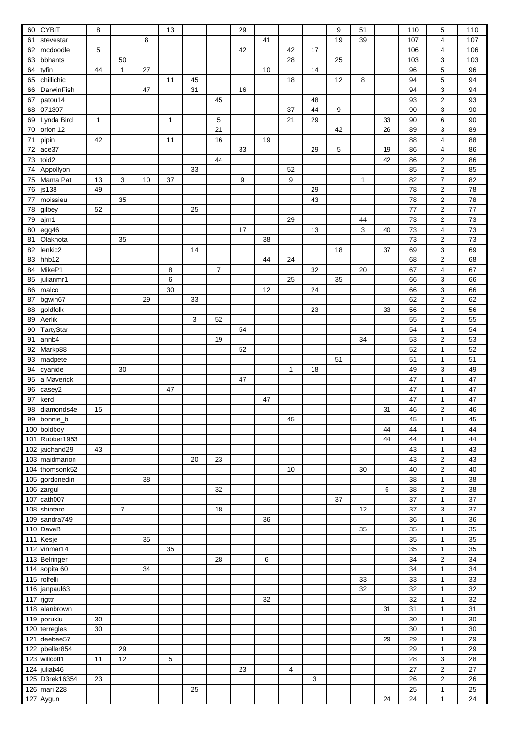| | | | | | | | | | | | | | | | | | |
|---|---|---|---|---|---|---|---|---|---|---|---|---|---|---|---|---|---|
| 60 | CYBIT | 8 | | | 13 | | | 29 | | | | 9 | 51 | | 110 | 5 | 110 |
| 61 | stevestar | | | 8 | | | | | 41 | | | 19 | 39 | | 107 | 4 | 107 |
| 62 | mcdoodle | 5 | | | | | | 42 | | 42 | 17 | | | | 106 | 4 | 106 |
| 63 | bbhants | | 50 | | | | | | | 28 | | 25 | | | 103 | 3 | 103 |
| 64 | tyfin | 44 | 1 | 27 | | | | | 10 | | 14 | | | | 96 | 5 | 96 |
| 65 | chillichic | | | | 11 | 45 | | | | 18 | | 12 | 8 | | 94 | 5 | 94 |
| 66 | DarwinFish | | | 47 | | 31 | | 16 | | | | | | | 94 | 3 | 94 |
| 67 | patou14 | | | | | | 45 | | | | 48 | | | | 93 | 2 | 93 |
| 68 | 071307 | | | | | | | | | 37 | 44 | 9 | | | 90 | 3 | 90 |
| 69 | Lynda Bird | 1 | | | 1 | | 5 | | | 21 | 29 | | | 33 | 90 | 6 | 90 |
| 70 | orion 12 | | | | | | 21 | | | | | 42 | | 26 | 89 | 3 | 89 |
| 71 | pipin | 42 | | | 11 | | 16 | | 19 | | | | | | 88 | 4 | 88 |
| 72 | ace37 | | | | | | | 33 | | | 29 | 5 | | 19 | 86 | 4 | 86 |
| 73 | toid2 | | | | | | 44 | | | | | | | 42 | 86 | 2 | 86 |
| 74 | Appollyon | | | | | 33 | | | | 52 | | | | | 85 | 2 | 85 |
| 75 | Mama Pat | 13 | 3 | 10 | 37 | | | 9 | | 9 | | | 1 | | 82 | 7 | 82 |
| 76 | js138 | 49 | | | | | | | | | 29 | | | | 78 | 2 | 78 |
| 77 | moissieu | | 35 | | | | | | | | 43 | | | | 78 | 2 | 78 |
| 78 | gilbey | 52 | | | | 25 | | | | | | | | | 77 | 2 | 77 |
| 79 | ajm1 | | | | | | | | | 29 | | | 44 | | 73 | 2 | 73 |
| 80 | egg46 | | | | | | | 17 | | | 13 | | 3 | 40 | 73 | 4 | 73 |
| 81 | Olakhota | | 35 | | | | | | 38 | | | | | | 73 | 2 | 73 |
| 82 | lenkic2 | | | | | 14 | | | | | | 18 | | 37 | 69 | 3 | 69 |
| 83 | hhb12 | | | | | | | | 44 | 24 | | | | | 68 | 2 | 68 |
| 84 | MikeP1 | | | | 8 | | 7 | | | | 32 | | 20 | | 67 | 4 | 67 |
| 85 | julianmr1 | | | | 6 | | | | | 25 | | 35 | | | 66 | 3 | 66 |
| 86 | malco | | | | 30 | | | | 12 | | 24 | | | | 66 | 3 | 66 |
| 87 | bgwin67 | | | 29 | | 33 | | | | | | | | | 62 | 2 | 62 |
| 88 | goldfolk | | | | | | | | | | 23 | | | 33 | 56 | 2 | 56 |
| 89 | Aerlik | | | | | 3 | 52 | | | | | | | | 55 | 2 | 55 |
| 90 | TartyStar | | | | | | | 54 | | | | | | | 54 | 1 | 54 |
| 91 | annb4 | | | | | | 19 | | | | | | 34 | | 53 | 2 | 53 |
| 92 | Markp88 | | | | | | | 52 | | | | | | | 52 | 1 | 52 |
| 93 | madpete | | | | | | | | | | | 51 | | | 51 | 1 | 51 |
| 94 | cyanide | | 30 | | | | | | | 1 | 18 | | | | 49 | 3 | 49 |
| 95 | a Maverick | | | | | | | 47 | | | | | | | 47 | 1 | 47 |
| 96 | casey2 | | | | 47 | | | | | | | | | | 47 | 1 | 47 |
| 97 | kerd | | | | | | | | 47 | | | | | | 47 | 1 | 47 |
| 98 | diamonds4e | 15 | | | | | | | | | | | | 31 | 46 | 2 | 46 |
| 99 | bonnie_b | | | | | | | | | 45 | | | | | 45 | 1 | 45 |
| 100 | boldboy | | | | | | | | | | | | | 44 | 44 | 1 | 44 |
| 101 | Rubber1953 | | | | | | | | | | | | | 44 | 44 | 1 | 44 |
| 102 | jaichand29 | 43 | | | | | | | | | | | | | 43 | 1 | 43 |
| 103 | maidmarion | | | | | 20 | 23 | | | | | | | | 43 | 2 | 43 |
| 104 | thomsonk52 | | | | | | | | | 10 | | | 30 | | 40 | 2 | 40 |
| 105 | gordonedin | | | 38 | | | | | | | | | | | 38 | 1 | 38 |
| 106 | zargul | | | | | | 32 | | | | | | | 6 | 38 | 2 | 38 |
| 107 | cath007 | | | | | | | | | | | 37 | | | 37 | 1 | 37 |
| 108 | shintaro | | 7 | | | | 18 | | | | | | 12 | | 37 | 3 | 37 |
| 109 | sandra749 | | | | | | | | 36 | | | | | | 36 | 1 | 36 |
| 110 | DaveB | | | | | | | | | | | | 35 | | 35 | 1 | 35 |
| 111 | Kesje | | | 35 | | | | | | | | | | | 35 | 1 | 35 |
| 112 | vinmar14 | | | | 35 | | | | | | | | | | 35 | 1 | 35 |
| 113 | Belringer | | | | | | 28 | | 6 | | | | | | 34 | 2 | 34 |
| 114 | sopita 60 | | | 34 | | | | | | | | | | | 34 | 1 | 34 |
| 115 | rolfelli | | | | | | | | | | | | 33 | | 33 | 1 | 33 |
| 116 | janpaul63 | | | | | | | | | | | | 32 | | 32 | 1 | 32 |
| 117 | rjgttr | | | | | | | | 32 | | | | | | 32 | 1 | 32 |
| 118 | alanbrown | | | | | | | | | | | | | 31 | 31 | 1 | 31 |
| 119 | poruklu | 30 | | | | | | | | | | | | | 30 | 1 | 30 |
| 120 | terregles | 30 | | | | | | | | | | | | | 30 | 1 | 30 |
| 121 | deebee57 | | | | | | | | | | | | | 29 | 29 | 1 | 29 |
| 122 | pbeller854 | | 29 | | | | | | | | | | | | 29 | 1 | 29 |
| 123 | willcott1 | 11 | 12 | | 5 | | | | | | | | | | 28 | 3 | 28 |
| 124 | juliab46 | | | | | | | 23 | | 4 | | | | | 27 | 2 | 27 |
| 125 | D3rek16354 | 23 | | | | | | | | | 3 | | | | 26 | 2 | 26 |
| 126 | mari 228 | | | | | 25 | | | | | | | | | 25 | 1 | 25 |
| 127 | Aygun | | | | | | | | | | | | | 24 | 24 | 1 | 24 |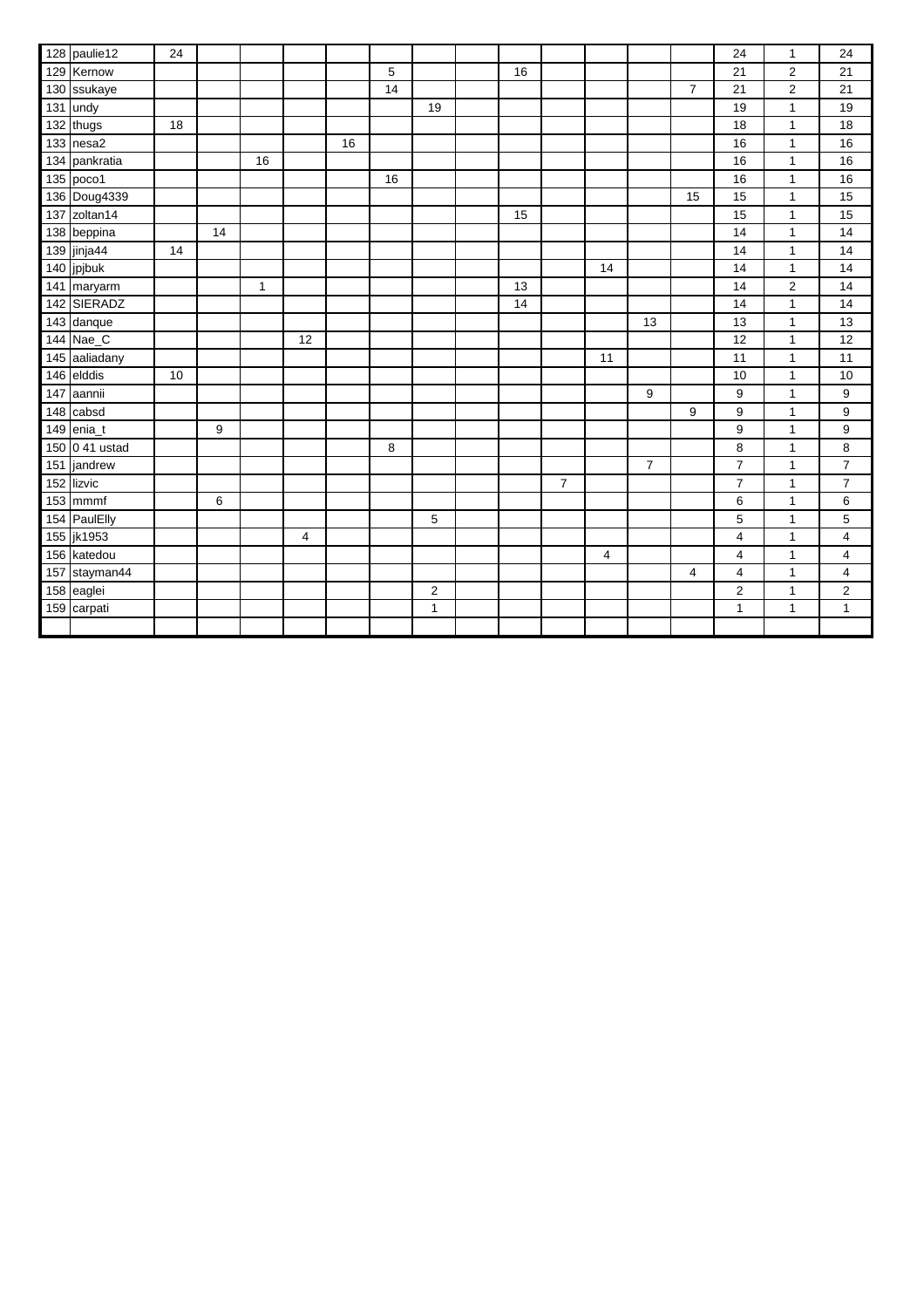| | | | | | | | | | | | | | | | | | |
|---|---|---|---|---|---|---|---|---|---|---|---|---|---|---|---|---|---|
| 128 | paulie12 | 24 | | | | | | | | | | | | | 24 | 1 | 24 |
| 129 | Kernow | | | | | | 5 | | | 16 | | | | | 21 | 2 | 21 |
| 130 | ssukaye | | | | | | 14 | | | | | | | 7 | 21 | 2 | 21 |
| 131 | undy | | | | | | | 19 | | | | | | | 19 | 1 | 19 |
| 132 | thugs | 18 | | | | | | | | | | | | | 18 | 1 | 18 |
| 133 | nesa2 | | | | | 16 | | | | | | | | | 16 | 1 | 16 |
| 134 | pankratia | | | 16 | | | | | | | | | | | 16 | 1 | 16 |
| 135 | poco1 | | | | | | 16 | | | | | | | | 16 | 1 | 16 |
| 136 | Doug4339 | | | | | | | | | | | | | 15 | 15 | 1 | 15 |
| 137 | zoltan14 | | | | | | | | | 15 | | | | | 15 | 1 | 15 |
| 138 | beppina | | 14 | | | | | | | | | | | | 14 | 1 | 14 |
| 139 | jinja44 | 14 | | | | | | | | | | | | | 14 | 1 | 14 |
| 140 | jpjbuk | | | | | | | | | | | 14 | | | 14 | 1 | 14 |
| 141 | maryarm | | | 1 | | | | | | 13 | | | | | 14 | 2 | 14 |
| 142 | SIERADZ | | | | | | | | | 14 | | | | | 14 | 1 | 14 |
| 143 | danque | | | | | | | | | | | | 13 | | 13 | 1 | 13 |
| 144 | Nae_C | | | | 12 | | | | | | | | | | 12 | 1 | 12 |
| 145 | aaliadany | | | | | | | | | | | 11 | | | 11 | 1 | 11 |
| 146 | elddis | 10 | | | | | | | | | | | | | 10 | 1 | 10 |
| 147 | aannii | | | | | | | | | | | | 9 | | 9 | 1 | 9 |
| 148 | cabsd | | | | | | | | | | | | | 9 | 9 | 1 | 9 |
| 149 | enia_t | | 9 | | | | | | | | | | | | 9 | 1 | 9 |
| 150 | 0 41 ustad | | | | | | 8 | | | | | | | | 8 | 1 | 8 |
| 151 | jandrew | | | | | | | | | | | | 7 | | 7 | 1 | 7 |
| 152 | lizvic | | | | | | | | | | 7 | | | | 7 | 1 | 7 |
| 153 | mmmf | | 6 | | | | | | | | | | | | 6 | 1 | 6 |
| 154 | PaulElly | | | | | | | 5 | | | | | | | 5 | 1 | 5 |
| 155 | jk1953 | | | | 4 | | | | | | | | | | 4 | 1 | 4 |
| 156 | katedou | | | | | | | | | | | 4 | | | 4 | 1 | 4 |
| 157 | stayman44 | | | | | | | | | | | | | 4 | 4 | 1 | 4 |
| 158 | eaglei | | | | | | | 2 | | | | | | | 2 | 1 | 2 |
| 159 | carpati | | | | | | | 1 | | | | | | | 1 | 1 | 1 |
| | | | | | | | | | | | | | | | | | |